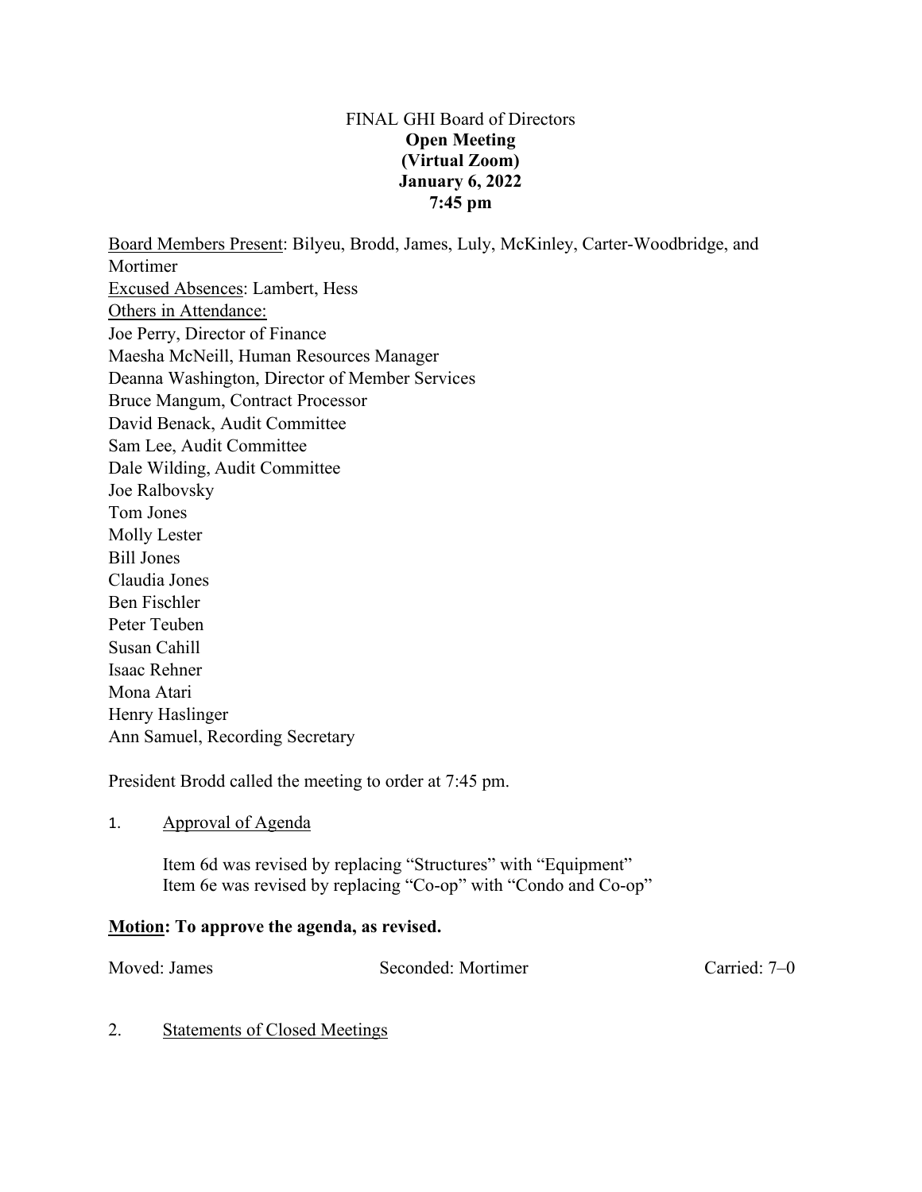FINAL GHI Board of Directors
**Open Meeting**
**(Virtual Zoom)**
**January 6, 2022**
**7:45 pm**

Board Members Present: Bilyeu, Brodd, James, Luly, McKinley, Carter-Woodbridge, and Mortimer
Excused Absences: Lambert, Hess
Others in Attendance:
Joe Perry, Director of Finance
Maesha McNeill, Human Resources Manager
Deanna Washington, Director of Member Services
Bruce Mangum, Contract Processor
David Benack, Audit Committee
Sam Lee, Audit Committee
Dale Wilding, Audit Committee
Joe Ralbovsky
Tom Jones
Molly Lester
Bill Jones
Claudia Jones
Ben Fischler
Peter Teuben
Susan Cahill
Isaac Rehner
Mona Atari
Henry Haslinger
Ann Samuel, Recording Secretary

President Brodd called the meeting to order at 7:45 pm.

1. Approval of Agenda

   Item 6d was revised by replacing "Structures" with "Equipment"
   Item 6e was revised by replacing "Co-op" with "Condo and Co-op"

**Motion: To approve the agenda, as revised.**

Moved: James    Seconded: Mortimer    Carried: 7–0

2. Statements of Closed Meetings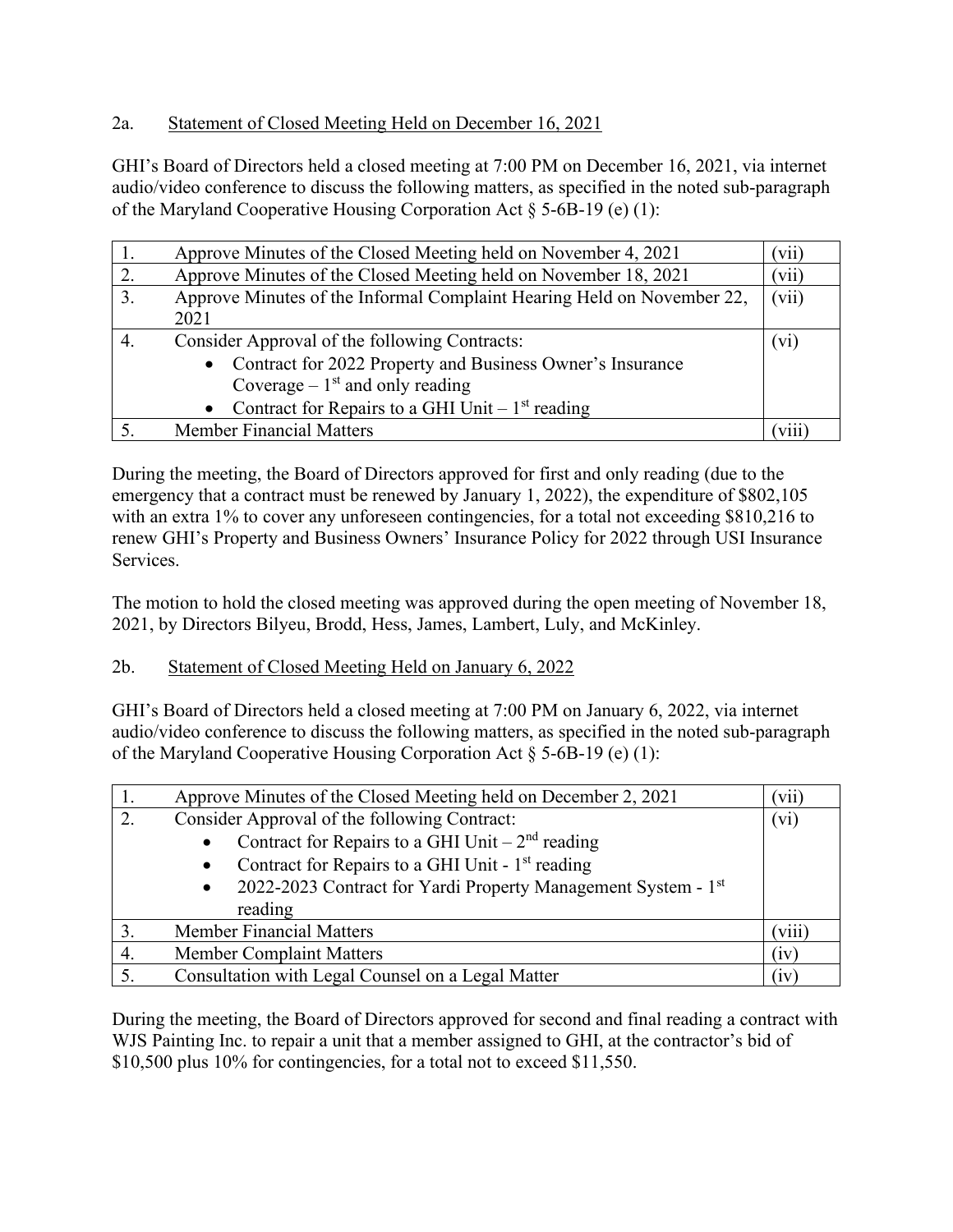## 2a. Statement of Closed Meeting Held on December 16, 2021

GHI's Board of Directors held a closed meeting at 7:00 PM on December 16, 2021, via internet audio/video conference to discuss the following matters, as specified in the noted sub-paragraph of the Maryland Cooperative Housing Corporation Act § 5-6B-19 (e) (1):

| | | |
|---|---|---|
| 1. | Approve Minutes of the Closed Meeting held on November 4, 2021 | (vii) |
| 2. | Approve Minutes of the Closed Meeting held on November 18, 2021 | (vii) |
| 3. | Approve Minutes of the Informal Complaint Hearing Held on November 22, 2021 | (vii) |
| 4. | Consider Approval of the following Contracts:<br>• Contract for 2022 Property and Business Owner's Insurance Coverage – 1st and only reading<br>• Contract for Repairs to a GHI Unit – 1st reading | (vi) |
| 5. | Member Financial Matters | (viii) |

During the meeting, the Board of Directors approved for first and only reading (due to the emergency that a contract must be renewed by January 1, 2022), the expenditure of $802,105 with an extra 1% to cover any unforeseen contingencies, for a total not exceeding $810,216 to renew GHI's Property and Business Owners' Insurance Policy for 2022 through USI Insurance Services.

The motion to hold the closed meeting was approved during the open meeting of November 18, 2021, by Directors Bilyeu, Brodd, Hess, James, Lambert, Luly, and McKinley.

## 2b. Statement of Closed Meeting Held on January 6, 2022

GHI's Board of Directors held a closed meeting at 7:00 PM on January 6, 2022, via internet audio/video conference to discuss the following matters, as specified in the noted sub-paragraph of the Maryland Cooperative Housing Corporation Act § 5-6B-19 (e) (1):

| | | |
|---|---|---|
| 1. | Approve Minutes of the Closed Meeting held on December 2, 2021 | (vii) |
| 2. | Consider Approval of the following Contract:<br>• Contract for Repairs to a GHI Unit – 2nd reading<br>• Contract for Repairs to a GHI Unit - 1st reading<br>• 2022-2023 Contract for Yardi Property Management System - 1st reading | (vi) |
| 3. | Member Financial Matters | (viii) |
| 4. | Member Complaint Matters | (iv) |
| 5. | Consultation with Legal Counsel on a Legal Matter | (iv) |

During the meeting, the Board of Directors approved for second and final reading a contract with WJS Painting Inc. to repair a unit that a member assigned to GHI, at the contractor's bid of $10,500 plus 10% for contingencies, for a total not to exceed $11,550.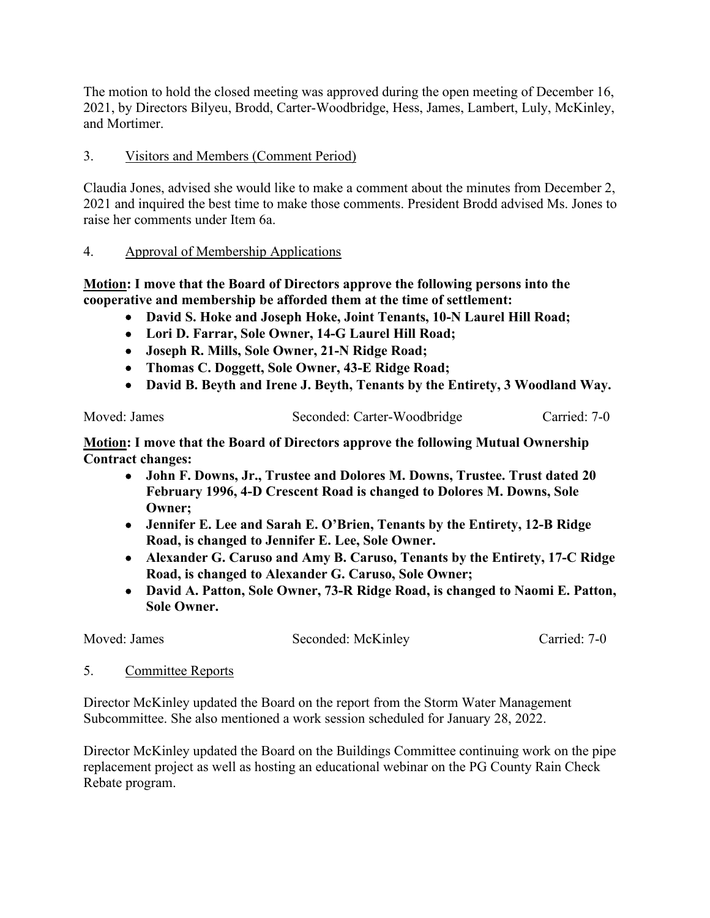The motion to hold the closed meeting was approved during the open meeting of December 16, 2021, by Directors Bilyeu, Brodd, Carter-Woodbridge, Hess, James, Lambert, Luly, McKinley, and Mortimer.

3. Visitors and Members (Comment Period)

Claudia Jones, advised she would like to make a comment about the minutes from December 2, 2021 and inquired the best time to make those comments. President Brodd advised Ms. Jones to raise her comments under Item 6a.

4. Approval of Membership Applications

**Motion: I move that the Board of Directors approve the following persons into the cooperative and membership be afforded them at the time of settlement:**

- **David S. Hoke and Joseph Hoke, Joint Tenants, 10-N Laurel Hill Road;**
- **Lori D. Farrar, Sole Owner, 14-G Laurel Hill Road;**
- **Joseph R. Mills, Sole Owner, 21-N Ridge Road;**
- **Thomas C. Doggett, Sole Owner, 43-E Ridge Road;**
- **David B. Beyth and Irene J. Beyth, Tenants by the Entirety, 3 Woodland Way.**

Moved: James Seconded: Carter-Woodbridge Carried: 7-0

**Motion: I move that the Board of Directors approve the following Mutual Ownership Contract changes:**

- **John F. Downs, Jr., Trustee and Dolores M. Downs, Trustee. Trust dated 20 February 1996, 4-D Crescent Road is changed to Dolores M. Downs, Sole Owner;**
- **Jennifer E. Lee and Sarah E. O'Brien, Tenants by the Entirety, 12-B Ridge Road, is changed to Jennifer E. Lee, Sole Owner.**
- **Alexander G. Caruso and Amy B. Caruso, Tenants by the Entirety, 17-C Ridge Road, is changed to Alexander G. Caruso, Sole Owner;**
- **David A. Patton, Sole Owner, 73-R Ridge Road, is changed to Naomi E. Patton, Sole Owner.**

Moved: James Seconded: McKinley Carried: 7-0

5. Committee Reports

Director McKinley updated the Board on the report from the Storm Water Management Subcommittee. She also mentioned a work session scheduled for January 28, 2022.

Director McKinley updated the Board on the Buildings Committee continuing work on the pipe replacement project as well as hosting an educational webinar on the PG County Rain Check Rebate program.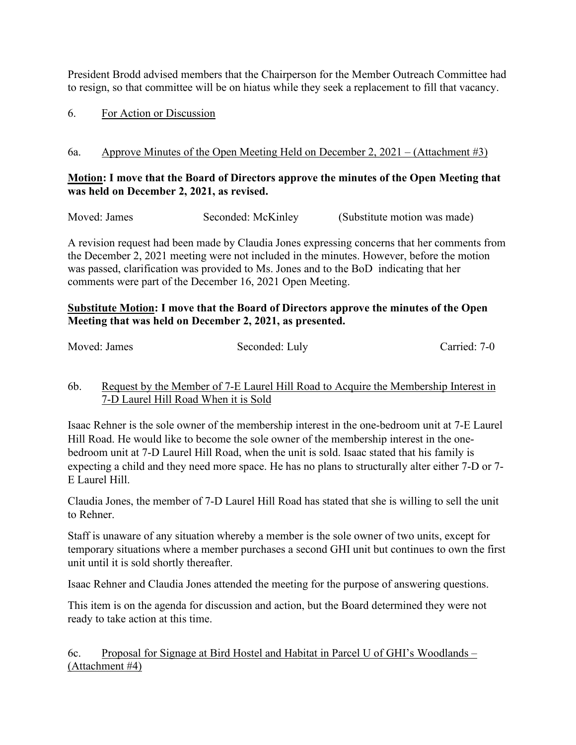President Brodd advised members that the Chairperson for the Member Outreach Committee had to resign, so that committee will be on hiatus while they seek a replacement to fill that vacancy.

6. For Action or Discussion

6a. Approve Minutes of the Open Meeting Held on December 2, 2021 – (Attachment #3)

**Motion: I move that the Board of Directors approve the minutes of the Open Meeting that was held on December 2, 2021, as revised.**

Moved: James Seconded: McKinley (Substitute motion was made)

A revision request had been made by Claudia Jones expressing concerns that her comments from the December 2, 2021 meeting were not included in the minutes. However, before the motion was passed, clarification was provided to Ms. Jones and to the BoD indicating that her comments were part of the December 16, 2021 Open Meeting.

**Substitute Motion: I move that the Board of Directors approve the minutes of the Open Meeting that was held on December 2, 2021, as presented.**

Moved: James Seconded: Luly Carried: 7-0

6b. Request by the Member of 7-E Laurel Hill Road to Acquire the Membership Interest in 7-D Laurel Hill Road When it is Sold

Isaac Rehner is the sole owner of the membership interest in the one-bedroom unit at 7-E Laurel Hill Road. He would like to become the sole owner of the membership interest in the one-bedroom unit at 7-D Laurel Hill Road, when the unit is sold. Isaac stated that his family is expecting a child and they need more space. He has no plans to structurally alter either 7-D or 7-E Laurel Hill.

Claudia Jones, the member of 7-D Laurel Hill Road has stated that she is willing to sell the unit to Rehner.

Staff is unaware of any situation whereby a member is the sole owner of two units, except for temporary situations where a member purchases a second GHI unit but continues to own the first unit until it is sold shortly thereafter.

Isaac Rehner and Claudia Jones attended the meeting for the purpose of answering questions.

This item is on the agenda for discussion and action, but the Board determined they were not ready to take action at this time.

6c. Proposal for Signage at Bird Hostel and Habitat in Parcel U of GHI's Woodlands – (Attachment #4)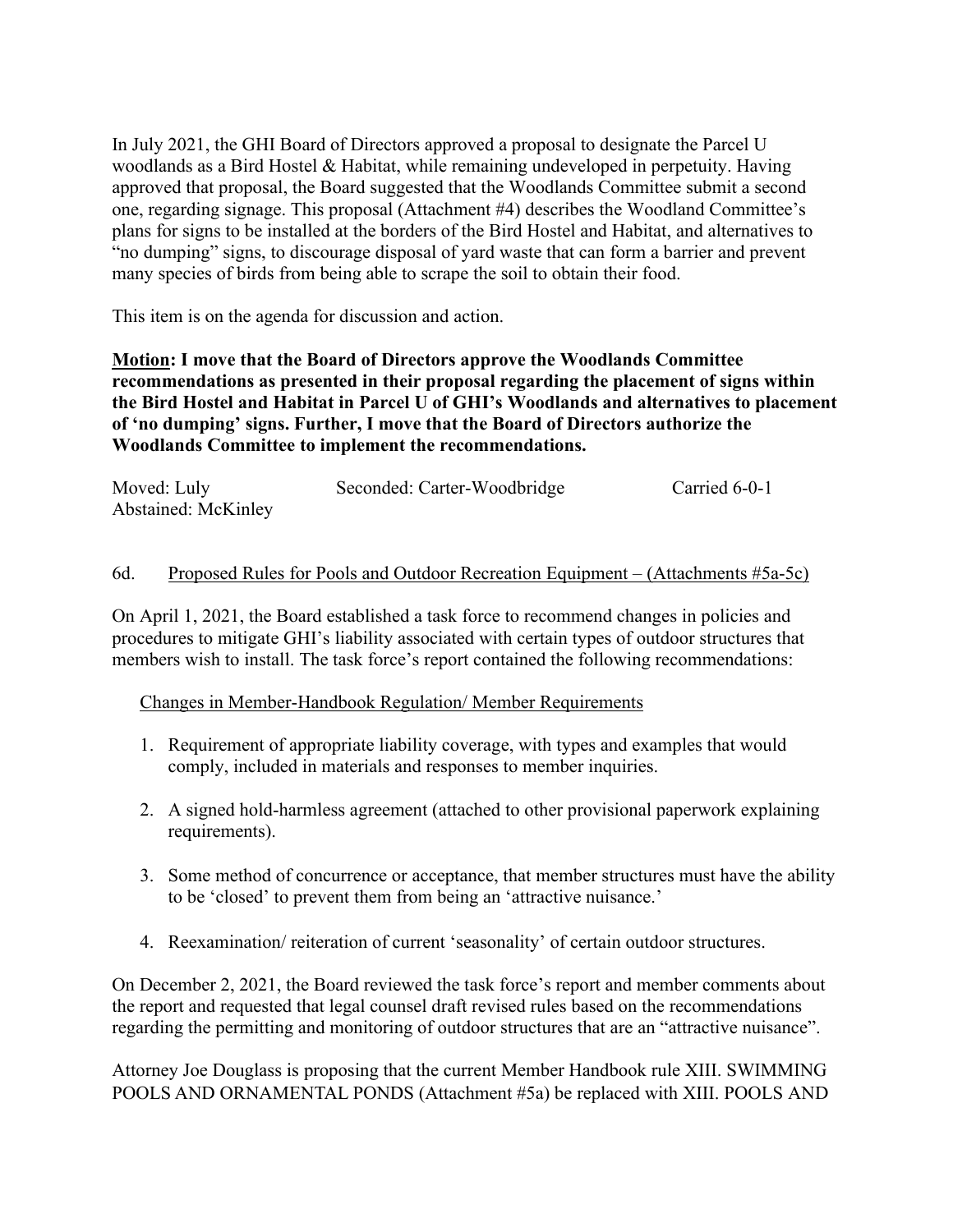In July 2021, the GHI Board of Directors approved a proposal to designate the Parcel U woodlands as a Bird Hostel & Habitat, while remaining undeveloped in perpetuity. Having approved that proposal, the Board suggested that the Woodlands Committee submit a second one, regarding signage. This proposal (Attachment #4) describes the Woodland Committee's plans for signs to be installed at the borders of the Bird Hostel and Habitat, and alternatives to "no dumping" signs, to discourage disposal of yard waste that can form a barrier and prevent many species of birds from being able to scrape the soil to obtain their food.

This item is on the agenda for discussion and action.

**Motion: I move that the Board of Directors approve the Woodlands Committee recommendations as presented in their proposal regarding the placement of signs within the Bird Hostel and Habitat in Parcel U of GHI's Woodlands and alternatives to placement of 'no dumping' signs. Further, I move that the Board of Directors authorize the Woodlands Committee to implement the recommendations.**

Moved: Luly    Seconded: Carter-Woodbridge    Carried 6-0-1
Abstained: McKinley

6d. Proposed Rules for Pools and Outdoor Recreation Equipment – (Attachments #5a-5c)

On April 1, 2021, the Board established a task force to recommend changes in policies and procedures to mitigate GHI's liability associated with certain types of outdoor structures that members wish to install. The task force's report contained the following recommendations:

Changes in Member-Handbook Regulation/ Member Requirements

1. Requirement of appropriate liability coverage, with types and examples that would comply, included in materials and responses to member inquiries.
2. A signed hold-harmless agreement (attached to other provisional paperwork explaining requirements).
3. Some method of concurrence or acceptance, that member structures must have the ability to be 'closed' to prevent them from being an 'attractive nuisance.'
4. Reexamination/ reiteration of current 'seasonality' of certain outdoor structures.

On December 2, 2021, the Board reviewed the task force's report and member comments about the report and requested that legal counsel draft revised rules based on the recommendations regarding the permitting and monitoring of outdoor structures that are an "attractive nuisance".

Attorney Joe Douglass is proposing that the current Member Handbook rule XIII. SWIMMING POOLS AND ORNAMENTAL PONDS (Attachment #5a) be replaced with XIII. POOLS AND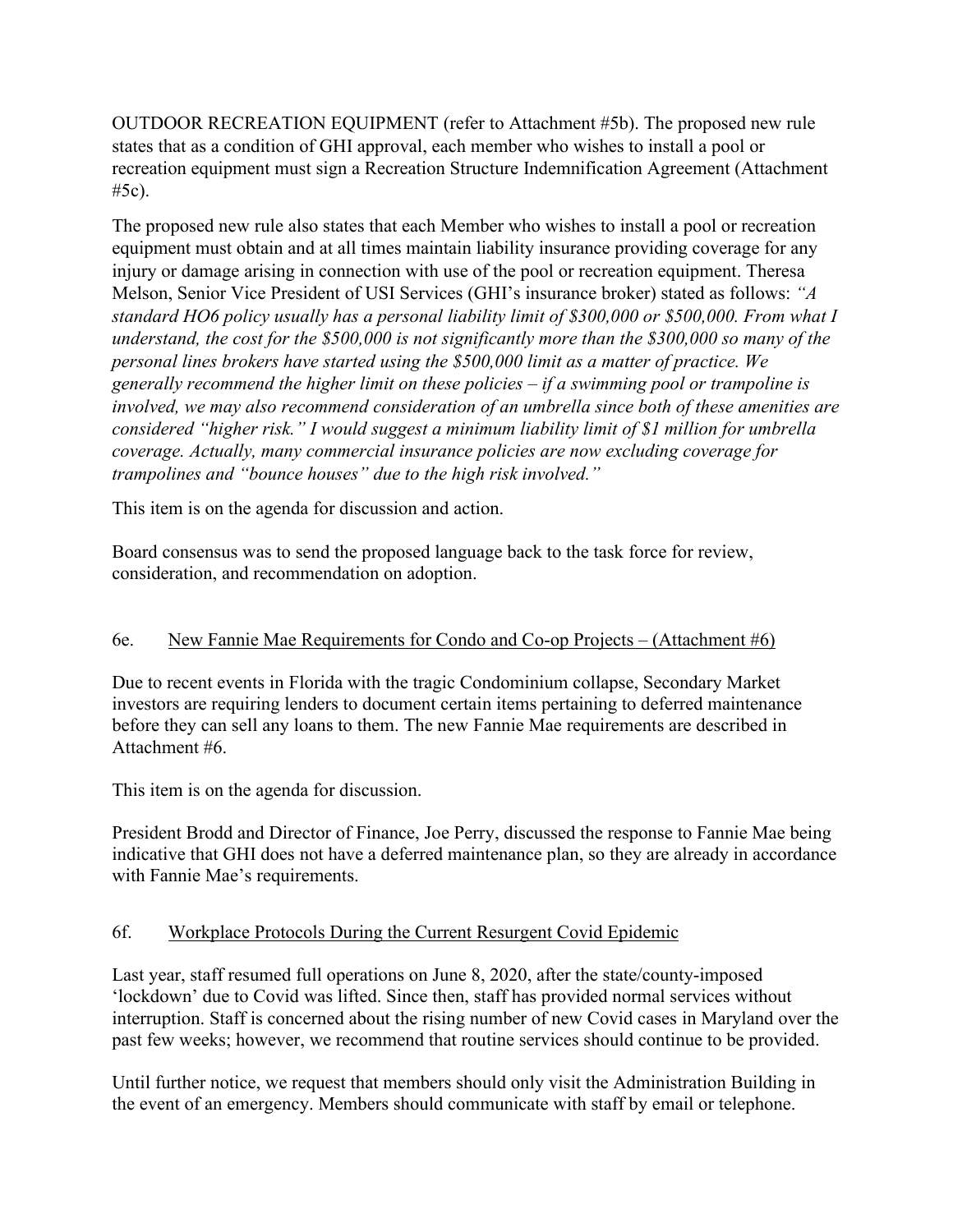OUTDOOR RECREATION EQUIPMENT (refer to Attachment #5b). The proposed new rule states that as a condition of GHI approval, each member who wishes to install a pool or recreation equipment must sign a Recreation Structure Indemnification Agreement (Attachment #5c).

The proposed new rule also states that each Member who wishes to install a pool or recreation equipment must obtain and at all times maintain liability insurance providing coverage for any injury or damage arising in connection with use of the pool or recreation equipment. Theresa Melson, Senior Vice President of USI Services (GHI's insurance broker) stated as follows: *"A standard HO6 policy usually has a personal liability limit of $300,000 or $500,000. From what I understand, the cost for the $500,000 is not significantly more than the $300,000 so many of the personal lines brokers have started using the $500,000 limit as a matter of practice. We generally recommend the higher limit on these policies – if a swimming pool or trampoline is involved, we may also recommend consideration of an umbrella since both of these amenities are considered "higher risk." I would suggest a minimum liability limit of $1 million for umbrella coverage. Actually, many commercial insurance policies are now excluding coverage for trampolines and "bounce houses" due to the high risk involved."*

This item is on the agenda for discussion and action.

Board consensus was to send the proposed language back to the task force for review, consideration, and recommendation on adoption.

### 6e. New Fannie Mae Requirements for Condo and Co-op Projects – (Attachment #6)

Due to recent events in Florida with the tragic Condominium collapse, Secondary Market investors are requiring lenders to document certain items pertaining to deferred maintenance before they can sell any loans to them. The new Fannie Mae requirements are described in Attachment #6.

This item is on the agenda for discussion.

President Brodd and Director of Finance, Joe Perry, discussed the response to Fannie Mae being indicative that GHI does not have a deferred maintenance plan, so they are already in accordance with Fannie Mae's requirements.

### 6f. Workplace Protocols During the Current Resurgent Covid Epidemic

Last year, staff resumed full operations on June 8, 2020, after the state/county-imposed 'lockdown' due to Covid was lifted. Since then, staff has provided normal services without interruption. Staff is concerned about the rising number of new Covid cases in Maryland over the past few weeks; however, we recommend that routine services should continue to be provided.

Until further notice, we request that members should only visit the Administration Building in the event of an emergency. Members should communicate with staff by email or telephone.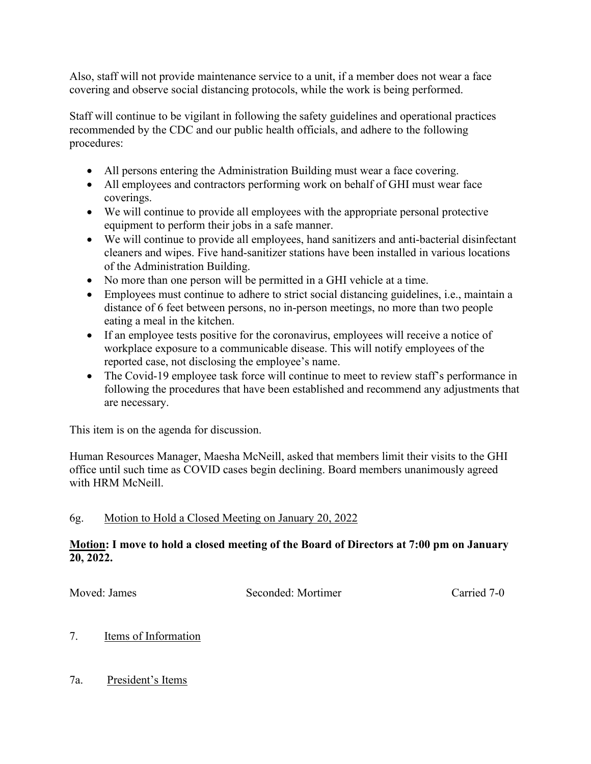Also, staff will not provide maintenance service to a unit, if a member does not wear a face covering and observe social distancing protocols, while the work is being performed.

Staff will continue to be vigilant in following the safety guidelines and operational practices recommended by the CDC and our public health officials, and adhere to the following procedures:

- All persons entering the Administration Building must wear a face covering.
- All employees and contractors performing work on behalf of GHI must wear face coverings.
- We will continue to provide all employees with the appropriate personal protective equipment to perform their jobs in a safe manner.
- We will continue to provide all employees, hand sanitizers and anti-bacterial disinfectant cleaners and wipes. Five hand-sanitizer stations have been installed in various locations of the Administration Building.
- No more than one person will be permitted in a GHI vehicle at a time.
- Employees must continue to adhere to strict social distancing guidelines, i.e., maintain a distance of 6 feet between persons, no in-person meetings, no more than two people eating a meal in the kitchen.
- If an employee tests positive for the coronavirus, employees will receive a notice of workplace exposure to a communicable disease. This will notify employees of the reported case, not disclosing the employee's name.
- The Covid-19 employee task force will continue to meet to review staff's performance in following the procedures that have been established and recommend any adjustments that are necessary.

This item is on the agenda for discussion.

Human Resources Manager, Maesha McNeill, asked that members limit their visits to the GHI office until such time as COVID cases begin declining. Board members unanimously agreed with HRM McNeill.

6g. <u>Motion to Hold a Closed Meeting on January 20, 2022</u>

**<u>Motion</u>: I move to hold a closed meeting of the Board of Directors at 7:00 pm on January 20, 2022.**

Moved: James Seconded: Mortimer Carried 7-0

7. <u>Items of Information</u>

7a. <u>President's Items</u>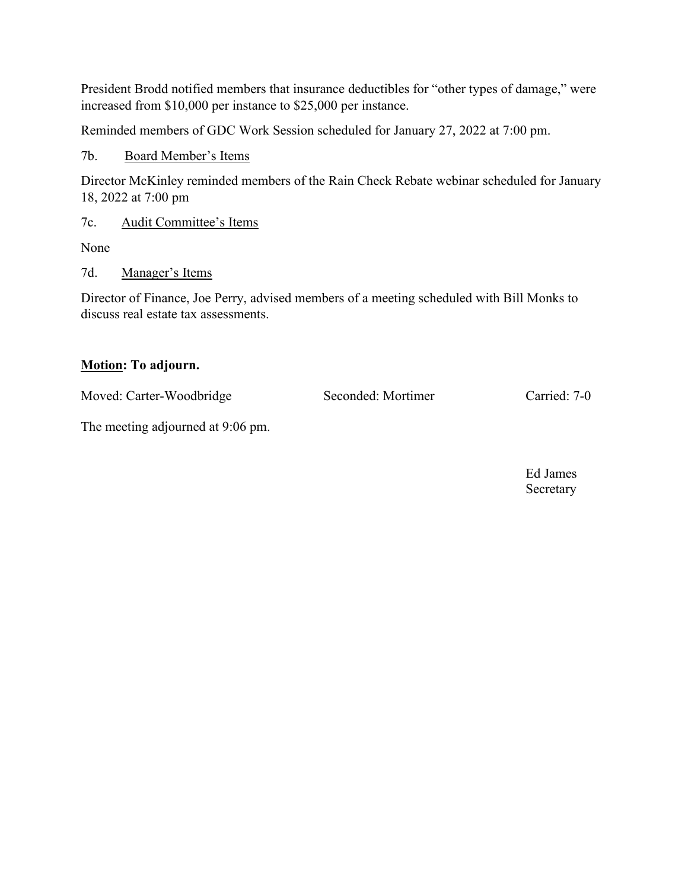President Brodd notified members that insurance deductibles for "other types of damage," were increased from $10,000 per instance to $25,000 per instance.

Reminded members of GDC Work Session scheduled for January 27, 2022 at 7:00 pm.

7b. Board Member's Items

Director McKinley reminded members of the Rain Check Rebate webinar scheduled for January 18, 2022 at 7:00 pm

7c. Audit Committee's Items

None

7d. Manager's Items

Director of Finance, Joe Perry, advised members of a meeting scheduled with Bill Monks to discuss real estate tax assessments.

**Motion: To adjourn.**

Moved: Carter-Woodbridge Seconded: Mortimer Carried: 7-0

The meeting adjourned at 9:06 pm.

Ed James
Secretary